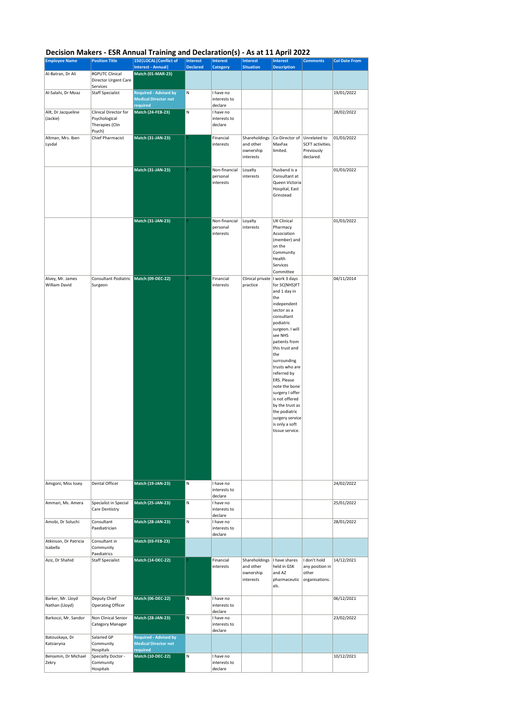# Decision Makers - ESR Annual Training and Declaration(s) - As at 11 April 2022

| Employee Name | Position Title | 150\|LOCAL\|Conflict of Interest - Annual\| | Interest Declared | Interest Category | Interest Situation | Interest Description | Comments | CoI Date From |
|---|---|---|---|---|---|---|---|---|
| Al-Batran, Dr Ali | #GPUTC Clinical Director Urgent Care Services | Match (01-MAR-23) | | | | | | |
| Al-Salahi, Dr Moaz | Staff Specialist | Required - Advised by Medical Director not required | N | I have no interests to declare | | | | 19/01/2022 |
| Allt, Dr Jacqueline (Jackie) | Clinical Director for Psychological Therapies (Clin Psych) | Match (24-FEB-23) | N | I have no interests to declare | | | | 28/02/2022 |
| Altman, Mrs. Iben Lysdal | Chief Pharmacist | Match (31-JAN-23) | Y | Financial interests | Shareholdings and other ownership interests | Co-Director of MaxFax limited. | Unrelated to SCFT activities. Previously declared. | 01/03/2022 |
| | | Match (31-JAN-23) | Y | Non-financial personal interests | Loyalty interests | Husband is a Consultant at Queen Victoria Hospital, East Grinstead | | 01/03/2022 |
| | | Match (31-JAN-23) | Y | Non-financial personal interests | Loyalty interests | UK Clinical Pharmacy Association (member) and on the Community Health Services Committee | | 01/03/2022 |
| Alvey, Mr. James William David | Consultant Podiatric Surgeon | Match (09-DEC-22) | Y | Financial interests | Clinical private practice | I work 3 days for SC(NHS)FT and 1 day in the the independent sector as a consultant podiatric surgeon. I will see NHS patients from this trust and the surrounding trusts who are referred by ERS. Please note the bone surgery I offer is not offered by the trust as the podiatric surgery service is only a soft tissue service. | | 04/11/2014 |
| Amigoni, Miss Issey | Dental Officer | Match (19-JAN-23) | N | I have no interests to declare | | | | 24/02/2022 |
| Ammari, Ms. Amera | Specialist in Special Care Dentistry | Match (25-JAN-23) | N | I have no interests to declare | | | | 25/01/2022 |
| Amobi, Dr Soluchi | Consultant Paediatrician | Match (28-JAN-23) | N | I have no interests to declare | | | | 28/01/2022 |
| Atkinson, Dr Patricia Isabella | Consultant in Community Paediatrics | Match (03-FEB-23) | | | | | | |
| Aziz, Dr Shahid | Staff Specialist | Match (14-DEC-22) | Y | Financial interests | Shareholdings and other ownership interests | I have shares held in GSK and AZ pharmaceuticals. | I don't hold any position in other organisations. | 14/12/2021 |
| Barker, Mr. Lloyd Nathan (Lloyd) | Deputy Chief Operating Officer | Match (06-DEC-22) | N | I have no interests to declare | | | | 06/12/2021 |
| Barkoczi, Mr. Sandor | Non Clinical Senior Category Manager | Match (28-JAN-23) | N | I have no interests to declare | | | | 23/02/2022 |
| Batouskaya, Dr Katsiaryna | Salaried GP Community Hospitals | Required - Advised by Medical Director not required | | | | | | |
| Beniamin, Dr Michael Zekry | Specialty Doctor - Community Hospitals | Match (10-DEC-22) | N | I have no interests to declare | | | | 10/12/2021 |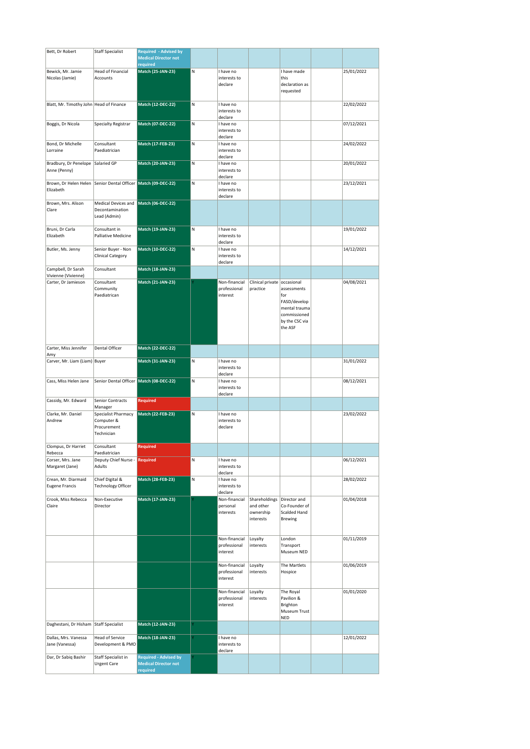| | | | | | | | | |
|---|---|---|---|---|---|---|---|---|
| Bett, Dr Robert | Staff Specialist | Required - Advised by Medical Director not required | | | | | | |
| Bewick, Mr. Jamie Nicolas (Jamie) | Head of Financial Accounts | Match (25-JAN-23) | N | I have no interests to declare | | I have made this declaration as requested | | 25/01/2022 |
| Blatt, Mr. Timothy John | Head of Finance | Match (12-DEC-22) | N | I have no interests to declare | | | | 22/02/2022 |
| Boggis, Dr Nicola | Specialty Registrar | Match (07-DEC-22) | N | I have no interests to declare | | | | 07/12/2021 |
| Bond, Dr Michelle Lorraine | Consultant Paediatrician | Match (17-FEB-23) | N | I have no interests to declare | | | | 24/02/2022 |
| Bradbury, Dr Penelope Anne (Penny) | Salaried GP | Match (20-JAN-23) | N | I have no interests to declare | | | | 20/01/2022 |
| Brown, Dr Helen Helen Elizabeth | Senior Dental Officer | Match (09-DEC-22) | N | I have no interests to declare | | | | 23/12/2021 |
| Brown, Mrs. Alison Clare | Medical Devices and Decontamination Lead (Admin) | Match (06-DEC-22) | | | | | | |
| Bruni, Dr Carla Elizabeth | Consultant in Palliative Medicine | Match (19-JAN-23) | N | I have no interests to declare | | | | 19/01/2022 |
| Butler, Ms. Jenny | Senior Buyer - Non Clinical Category | Match (10-DEC-22) | N | I have no interests to declare | | | | 14/12/2021 |
| Campbell, Dr Sarah Vivienne (Vivienne) | Consultant | Match (18-JAN-23) | | | | | | |
| Carter, Dr Jamieson | Consultant Community Paediatrican | Match (21-JAN-23) | Y | Non-financial professional interest | Clinical private practice | occasional assessments for FASD/develop mental trauma commissioned by the CSC via the ASF | | 04/08/2021 |
| Carter, Miss Jennifer Amy | Dental Officer | Match (22-DEC-22) | | | | | | |
| Carver, Mr. Liam (Liam) | Buyer | Match (31-JAN-23) | N | I have no interests to declare | | | | 31/01/2022 |
| Cass, Miss Helen Jane | Senior Dental Officer | Match (08-DEC-22) | N | I have no interests to declare | | | | 08/12/2021 |
| Cassidy, Mr. Edward | Senior Contracts Manager | Required | | | | | | |
| Clarke, Mr. Daniel Andrew | Specialist Pharmacy Computer & Procurement Technician | Match (22-FEB-23) | N | I have no interests to declare | | | | 23/02/2022 |
| Clompus, Dr Harriet Rebecca | Consultant Paediatrician | Required | | | | | | |
| Corser, Mrs. Jane Margaret (Jane) | Deputy Chief Nurse - Adults | Required | N | I have no interests to declare | | | | 06/12/2021 |
| Crean, Mr. Diarmaid Eugene Francis | Chief Digital & Technology Officer | Match (28-FEB-23) | N | I have no interests to declare | | | | 28/02/2022 |
| Crook, Miss Rebecca Claire | Non-Executive Director | Match (17-JAN-23) | Y | Non-financial personal interests | Shareholdings and other ownership interests | Director and Co-Founder of Scalded Hand Brewing | | 01/04/2018 |
| | | | | Non-financial professional interest | Loyalty interests | London Transport Museum NED | | 01/11/2019 |
| | | | | Non-financial professional interest | Loyalty interests | The Martlets Hospice | | 01/06/2019 |
| | | | | Non-financial professional interest | Loyalty interests | The Royal Pavilion & Brighton Museum Trust NED | | 01/01/2020 |
| Daghestani, Dr Hisham | Staff Specialist | Match (12-JAN-23) | Y | | | | | |
| Dallas, Mrs. Vanessa Jane (Vanessa) | Head of Service Development & PMO | Match (18-JAN-23) | Y | I have no interests to declare | | | | 12/01/2022 |
| Dar, Dr Sabiq Bashir | Staff Specialist in Urgent Care | Required - Advised by Medical Director not required | Y | | | | | |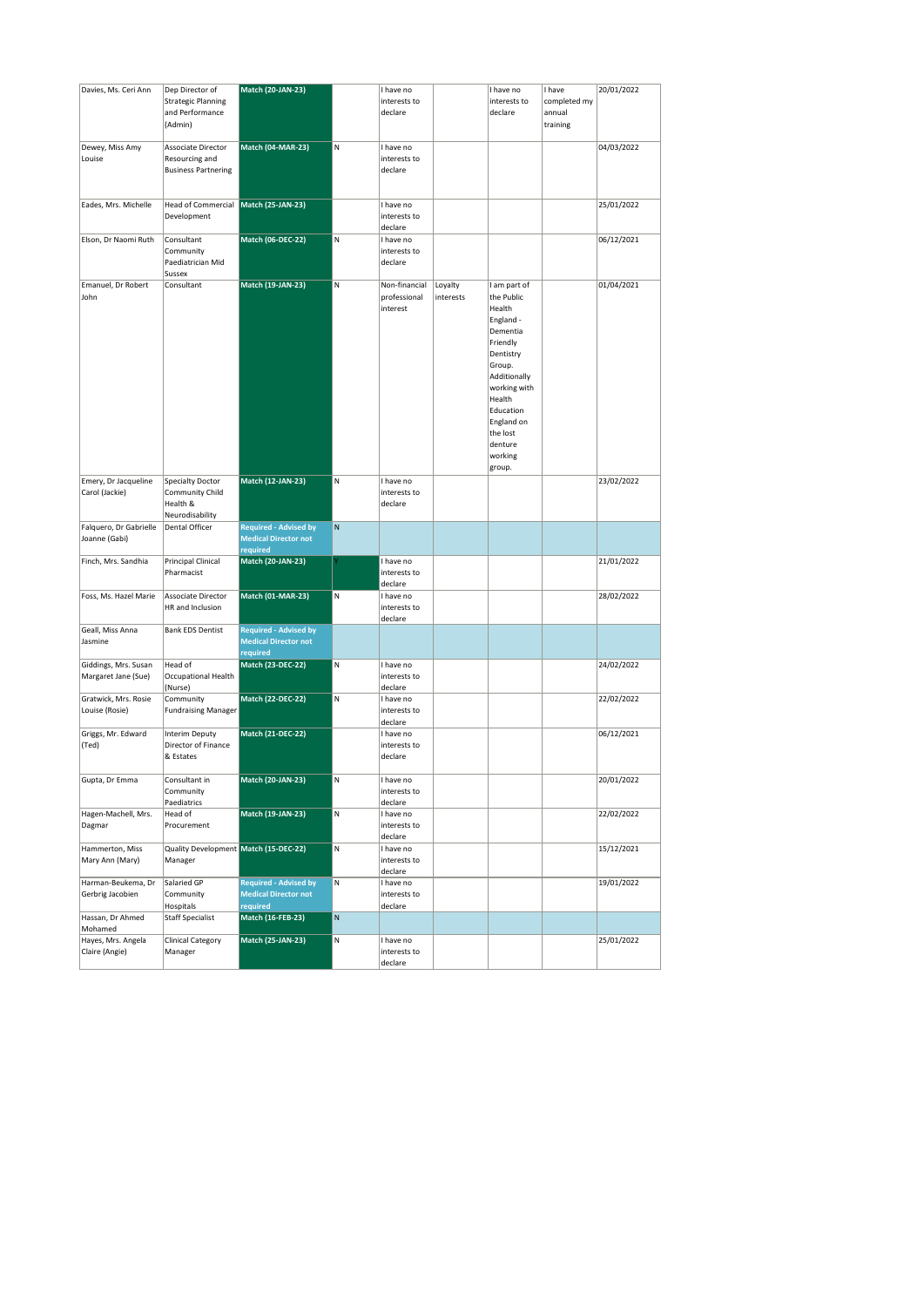| | | | | | | | | |
|---|---|---|---|---|---|---|---|---|
| Davies, Ms. Ceri Ann | Dep Director of Strategic Planning and Performance (Admin) | Match (20-JAN-23) | | I have no interests to declare | | I have no interests to declare | I have completed my annual training | 20/01/2022 |
| Dewey, Miss Amy Louise | Associate Director Resourcing and Business Partnering | Match (04-MAR-23) | N | I have no interests to declare | | | | 04/03/2022 |
| Eades, Mrs. Michelle | Head of Commercial Development | Match (25-JAN-23) | | I have no interests to declare | | | | 25/01/2022 |
| Elson, Dr Naomi Ruth | Consultant Community Paediatrician Mid Sussex | Match (06-DEC-22) | N | I have no interests to declare | | | | 06/12/2021 |
| Emanuel, Dr Robert John | Consultant | Match (19-JAN-23) | N | Non-financial professional interest | Loyalty interests | I am part of the Public Health England - Dementia Friendly Dentistry Group. Additionally working with Health Education England on the lost denture working group. | | 01/04/2021 |
| Emery, Dr Jacqueline Carol (Jackie) | Specialty Doctor Community Child Health & Neurodisability | Match (12-JAN-23) | N | I have no interests to declare | | | | 23/02/2022 |
| Falquero, Dr Gabrielle Joanne (Gabi) | Dental Officer | Required - Advised by Medical Director not required | N | | | | | |
| Finch, Mrs. Sandhia | Principal Clinical Pharmacist | Match (20-JAN-23) | Y | I have no interests to declare | | | | 21/01/2022 |
| Foss, Ms. Hazel Marie | Associate Director HR and Inclusion | Match (01-MAR-23) | N | I have no interests to declare | | | | 28/02/2022 |
| Geall, Miss Anna Jasmine | Bank EDS Dentist | Required - Advised by Medical Director not required | | | | | | |
| Giddings, Mrs. Susan Margaret Jane (Sue) | Head of Occupational Health (Nurse) | Match (23-DEC-22) | N | I have no interests to declare | | | | 24/02/2022 |
| Gratwick, Mrs. Rosie Louise (Rosie) | Community Fundraising Manager | Match (22-DEC-22) | N | I have no interests to declare | | | | 22/02/2022 |
| Griggs, Mr. Edward (Ted) | Interim Deputy Director of Finance & Estates | Match (21-DEC-22) | | I have no interests to declare | | | | 06/12/2021 |
| Gupta, Dr Emma | Consultant in Community Paediatrics | Match (20-JAN-23) | N | I have no interests to declare | | | | 20/01/2022 |
| Hagen-Machell, Mrs. Dagmar | Head of Procurement | Match (19-JAN-23) | N | I have no interests to declare | | | | 22/02/2022 |
| Hammerton, Miss Mary Ann (Mary) | Quality Development Manager | Match (15-DEC-22) | N | I have no interests to declare | | | | 15/12/2021 |
| Harman-Beukema, Dr Gerbrig Jacobien | Salaried GP Community Hospitals | Required - Advised by Medical Director not required | N | I have no interests to declare | | | | 19/01/2022 |
| Hassan, Dr Ahmed Mohamed | Staff Specialist | Match (16-FEB-23) | N | | | | | |
| Hayes, Mrs. Angela Claire (Angie) | Clinical Category Manager | Match (25-JAN-23) | N | I have no interests to declare | | | | 25/01/2022 |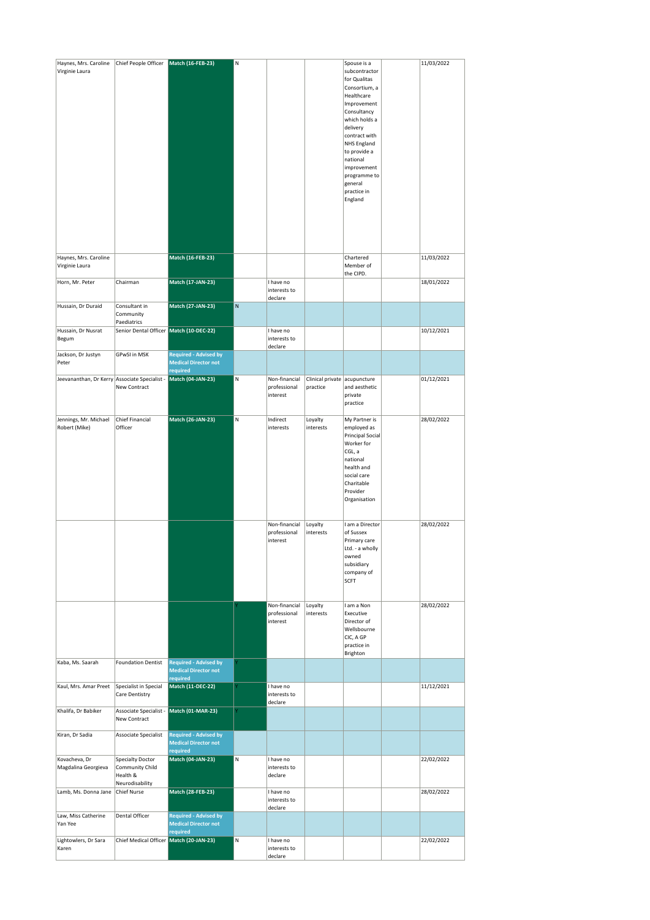| | | | | | | | | |
|---|---|---|---|---|---|---|---|---|
| Haynes, Mrs. Caroline Virginie Laura | Chief People Officer | Match (16-FEB-23) | N | | | Spouse is a subcontractor for Qualitas Consortium, a Healthcare Improvement Consultancy which holds a delivery contract with NHS England to provide a national improvement programme to general practice in England | | 11/03/2022 |
| Haynes, Mrs. Caroline Virginie Laura | | Match (16-FEB-23) | | | | Chartered Member of the CIPD. | | 11/03/2022 |
| Horn, Mr. Peter | Chairman | Match (17-JAN-23) | | I have no interests to declare | | | | 18/01/2022 |
| Hussain, Dr Duraid | Consultant in Community Paediatrics | Match (27-JAN-23) | N | | | | | |
| Hussain, Dr Nusrat Begum | Senior Dental Officer | Match (10-DEC-22) | | I have no interests to declare | | | | 10/12/2021 |
| Jackson, Dr Justyn Peter | GPwSI in MSK | Required - Advised by Medical Director not required | | | | | | |
| Jeevananthan, Dr Kerry | Associate Specialist - New Contract | Match (04-JAN-23) | N | Non-financial professional interest | Clinical private practice | acupuncture and aesthetic private practice | | 01/12/2021 |
| Jennings, Mr. Michael Robert (Mike) | Chief Financial Officer | Match (26-JAN-23) | N | Indirect interests | Loyalty interests | My Partner is employed as Principal Social Worker for CGL, a national health and social care Charitable Provider Organisation | | 28/02/2022 |
| | | | | Non-financial professional interest | Loyalty interests | I am a Director of Sussex Primary care Ltd. - a wholly owned subsidiary company of SCFT | | 28/02/2022 |
| | | | Y | Non-financial professional interest | Loyalty interests | I am a Non Executive Director of Wellsbourne CIC, A GP practice in Brighton | | 28/02/2022 |
| Kaba, Ms. Saarah | Foundation Dentist | Required - Advised by Medical Director not required | Y | | | | | |
| Kaul, Mrs. Amar Preet | Specialist in Special Care Dentistry | Match (11-DEC-22) | Y | I have no interests to declare | | | | 11/12/2021 |
| Khalifa, Dr Babiker | Associate Specialist - New Contract | Match (01-MAR-23) | Y | | | | | |
| Kiran, Dr Sadia | Associate Specialist | Required - Advised by Medical Director not required | | | | | | |
| Kovacheva, Dr Magdalina Georgieva | Specialty Doctor Community Child Health & Neurodisability | Match (04-JAN-23) | N | I have no interests to declare | | | | 22/02/2022 |
| Lamb, Ms. Donna Jane | Chief Nurse | Match (28-FEB-23) | | I have no interests to declare | | | | 28/02/2022 |
| Law, Miss Catherine Yan Yee | Dental Officer | Required - Advised by Medical Director not required | | | | | | |
| Lightowlers, Dr Sara Karen | Chief Medical Officer | Match (20-JAN-23) | N | I have no interests to declare | | | | 22/02/2022 |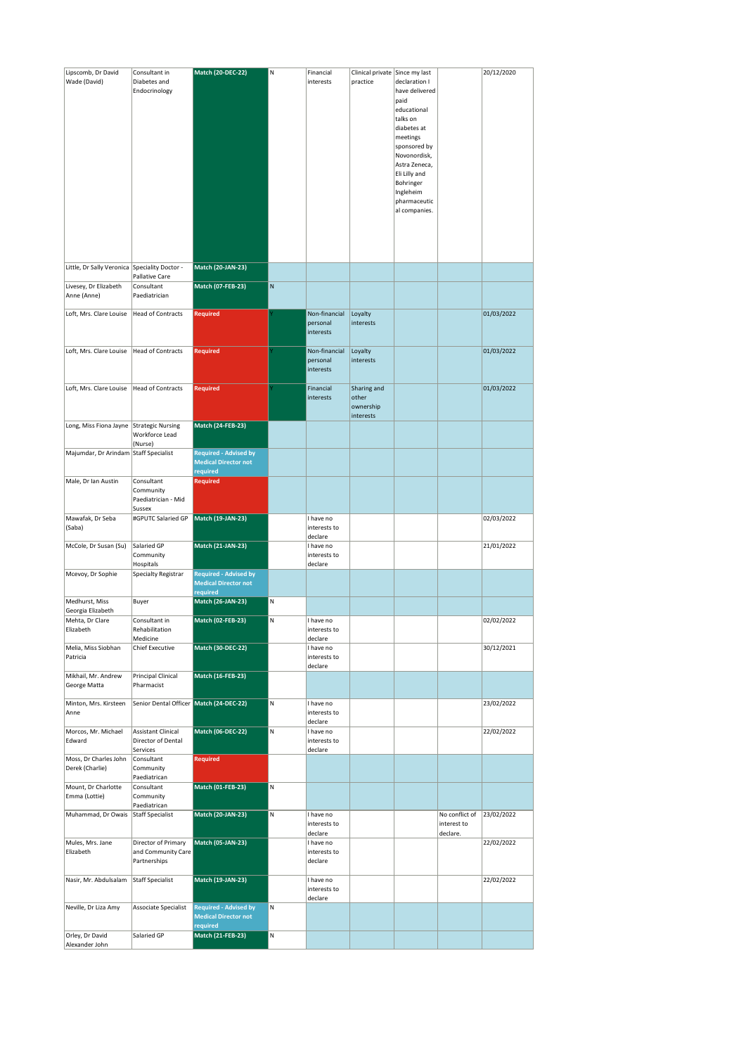| | | | | | | | | |
|---|---|---|---|---|---|---|---|---|
| Lipscomb, Dr David Wade (David) | Consultant in Diabetes and Endocrinology | Match (20-DEC-22) | N | Financial interests | Clinical private practice | Since my last declaration I have delivered paid educational talks on diabetes at meetings sponsored by Novonordisk, Astra Zeneca, Eli Lilly and Bohringer Ingleheim pharmaceutical companies. | | 20/12/2020 |
| Little, Dr Sally Veronica | Speciality Doctor - Pallative Care | Match (20-JAN-23) | | | | | | |
| Livesey, Dr Elizabeth Anne (Anne) | Consultant Paediatrician | Match (07-FEB-23) | N | | | | | |
| Loft, Mrs. Clare Louise | Head of Contracts | Required | Y | Non-financial personal interests | Loyalty interests | | | 01/03/2022 |
| Loft, Mrs. Clare Louise | Head of Contracts | Required | Y | Non-financial personal interests | Loyalty interests | | | 01/03/2022 |
| Loft, Mrs. Clare Louise | Head of Contracts | Required | Y | Financial interests | Sharing and other ownership interests | | | 01/03/2022 |
| Long, Miss Fiona Jayne | Strategic Nursing Workforce Lead (Nurse) | Match (24-FEB-23) | | | | | | |
| Majumdar, Dr Arindam | Staff Specialist | Required - Advised by Medical Director not required | | | | | | |
| Male, Dr Ian Austin | Consultant Community Paediatrician - Mid Sussex | Required | | | | | | |
| Mawafak, Dr Seba (Saba) | #GPUTC Salaried GP | Match (19-JAN-23) | | I have no interests to declare | | | | 02/03/2022 |
| McCole, Dr Susan (Su) | Salaried GP Community Hospitals | Match (21-JAN-23) | | I have no interests to declare | | | | 21/01/2022 |
| Mcevoy, Dr Sophie | Specialty Registrar | Required - Advised by Medical Director not required | | | | | | |
| Medhurst, Miss Georgia Elizabeth | Buyer | Match (26-JAN-23) | N | | | | | |
| Mehta, Dr Clare Elizabeth | Consultant in Rehabilitation Medicine | Match (02-FEB-23) | N | I have no interests to declare | | | | 02/02/2022 |
| Melia, Miss Siobhan Patricia | Chief Executive | Match (30-DEC-22) | | I have no interests to declare | | | | 30/12/2021 |
| Mikhail, Mr. Andrew George Matta | Principal Clinical Pharmacist | Match (16-FEB-23) | | | | | | |
| Minton, Mrs. Kirsteen Anne | Senior Dental Officer | Match (24-DEC-22) | N | I have no interests to declare | | | | 23/02/2022 |
| Morcos, Mr. Michael Edward | Assistant Clinical Director of Dental Services | Match (06-DEC-22) | N | I have no interests to declare | | | | 22/02/2022 |
| Moss, Dr Charles John Derek (Charlie) | Consultant Community Paediatrican | Required | | | | | | |
| Mount, Dr Charlotte Emma (Lottie) | Consultant Community Paediatrican | Match (01-FEB-23) | N | | | | | |
| Muhammad, Dr Owais | Staff Specialist | Match (20-JAN-23) | N | I have no interests to declare | | | No conflict of interest to declare. | 23/02/2022 |
| Mules, Mrs. Jane Elizabeth | Director of Primary and Community Care Partnerships | Match (05-JAN-23) | | I have no interests to declare | | | | 22/02/2022 |
| Nasir, Mr. Abdulsalam | Staff Specialist | Match (19-JAN-23) | | I have no interests to declare | | | | 22/02/2022 |
| Neville, Dr Liza Amy | Associate Specialist | Required - Advised by Medical Director not required | N | | | | | |
| Orley, Dr David Alexander John | Salaried GP | Match (21-FEB-23) | N | | | | | |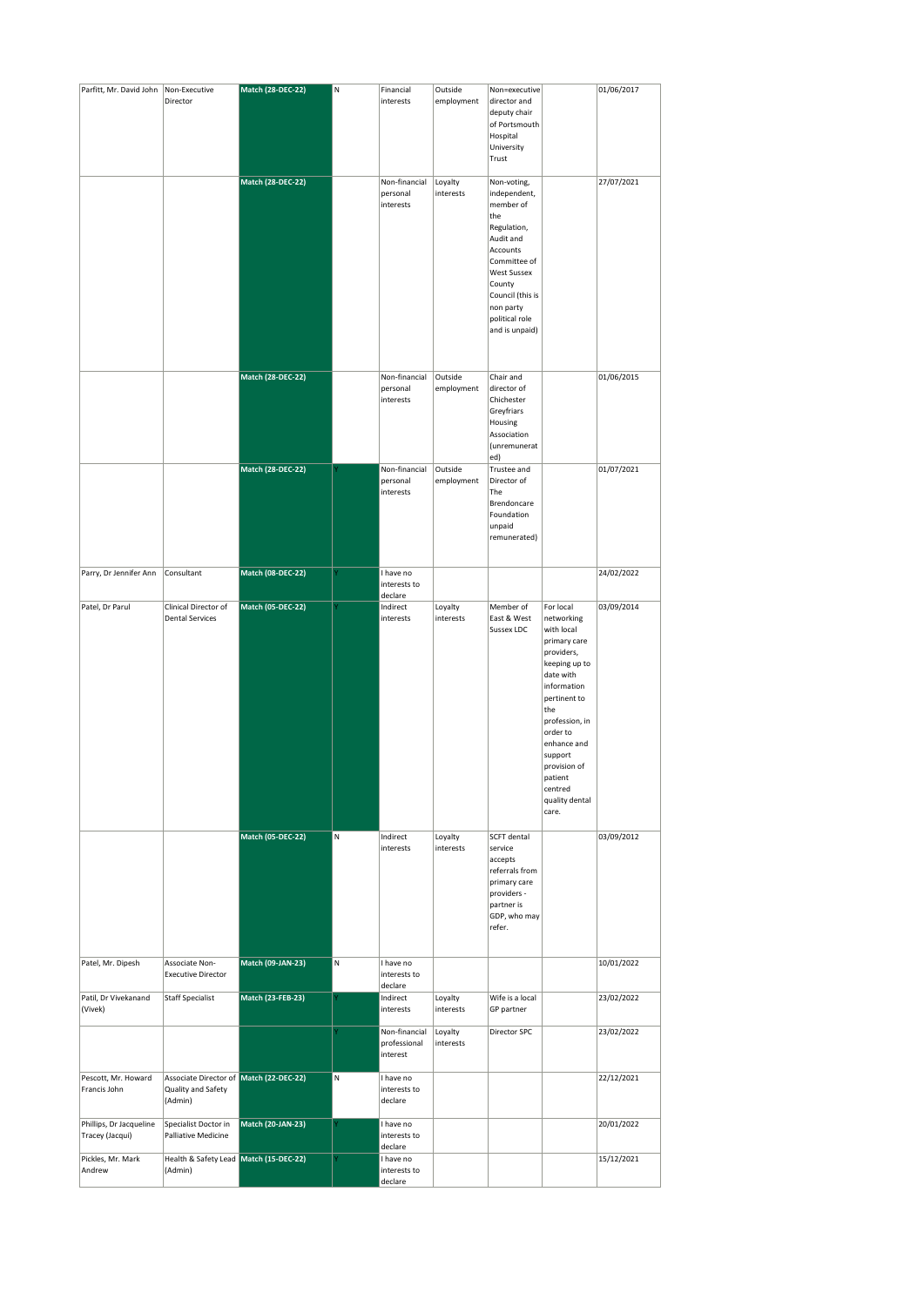| Parfitt, Mr. David John | Non-Executive Director | Match (28-DEC-22) | N | Financial interests | Outside employment | Non=executive director and deputy chair of Portsmouth Hospital University Trust | | 01/06/2017 |
|---|---|---|---|---|---|---|---|---|
| | | Match (28-DEC-22) | | Non-financial personal interests | Loyalty interests | Non-voting, independent, member of the Regulation, Audit and Accounts Committee of West Sussex County Council (this is non party political role and is unpaid) | | 27/07/2021 |
| | | Match (28-DEC-22) | | Non-financial personal interests | Outside employment | Chair and director of Chichester Greyfriars Housing Association (unremunerated) | | 01/06/2015 |
| | | Match (28-DEC-22) | Y | Non-financial personal interests | Outside employment | Trustee and Director of The Brendoncare Foundation unpaid remunerated) | | 01/07/2021 |
| Parry, Dr Jennifer Ann | Consultant | Match (08-DEC-22) | Y | I have no interests to declare | | | | 24/02/2022 |
| Patel, Dr Parul | Clinical Director of Dental Services | Match (05-DEC-22) | Y | Indirect interests | Loyalty interests | Member of East & West Sussex LDC | For local networking with local primary care providers, keeping up to date with information pertinent to the profession, in order to enhance and support provision of patient centred quality dental care. | 03/09/2014 |
| | | Match (05-DEC-22) | N | Indirect interests | Loyalty interests | SCFT dental service accepts referrals from primary care providers - partner is GDP, who may refer. | | 03/09/2012 |
| Patel, Mr. Dipesh | Associate Non-Executive Director | Match (09-JAN-23) | N | I have no interests to declare | | | | 10/01/2022 |
| Patil, Dr Vivekanand (Vivek) | Staff Specialist | Match (23-FEB-23) | Y | Indirect interests | Loyalty interests | Wife is a local GP partner | | 23/02/2022 |
| | | | Y | Non-financial professional interest | Loyalty interests | Director SPC | | 23/02/2022 |
| Pescott, Mr. Howard Francis John | Associate Director of Quality and Safety (Admin) | Match (22-DEC-22) | N | I have no interests to declare | | | | 22/12/2021 |
| Phillips, Dr Jacqueline Tracey (Jacqui) | Specialist Doctor in Palliative Medicine | Match (20-JAN-23) | Y | I have no interests to declare | | | | 20/01/2022 |
| Pickles, Mr. Mark Andrew | Health & Safety Lead (Admin) | Match (15-DEC-22) | Y | I have no interests to declare | | | | 15/12/2021 |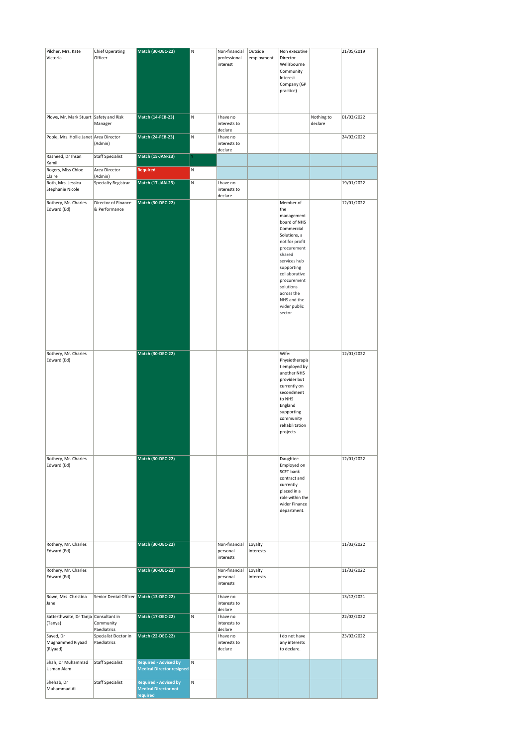| Pilcher, Mrs. Kate Victoria | Chief Operating Officer | Match (30-DEC-22) | N | Non-financial professional interest | Outside employment | Non executive Director Wellsbourne Community Interest Company (GP practice) | | 21/05/2019 |
|---|---|---|---|---|---|---|---|---|
| Plows, Mr. Mark Stuart | Safety and Risk Manager | Match (14-FEB-23) | N | I have no interests to declare | | | Nothing to declare | 01/03/2022 |
| Poole, Mrs. Hollie Janet | Area Director (Admin) | Match (24-FEB-23) | N | I have no interests to declare | | | | 24/02/2022 |
| Rasheed, Dr Ihsan Kamil | Staff Specialist | Match (15-JAN-23) | Y | | | | | |
| Rogers, Miss Chloe Claire | Area Director (Admin) | Required | N | | | | | |
| Roth, Mrs. Jessica Stephanie Nicole | Specialty Registrar | Match (17-JAN-23) | N | I have no interests to declare | | | | 19/01/2022 |
| Rothery, Mr. Charles Edward (Ed) | Director of Finance & Performance | Match (30-DEC-22) | | | | Member of the management board of NHS Commercial Solutions, a not for profit procurement shared services hub supporting collaborative procurement solutions across the NHS and the wider public sector | | 12/01/2022 |
| Rothery, Mr. Charles Edward (Ed) | | Match (30-DEC-22) | | | | Wife: Physiotherapist employed by another NHS provider but currently on secondment to NHS England supporting community rehabilitation projects | | 12/01/2022 |
| Rothery, Mr. Charles Edward (Ed) | | Match (30-DEC-22) | | | | Daughter: Employed on SCFT bank contract and currently placed in a role within the wider Finance department. | | 12/01/2022 |
| Rothery, Mr. Charles Edward (Ed) | | Match (30-DEC-22) | | Non-financial personal interests | Loyalty interests | | | 11/03/2022 |
| Rothery, Mr. Charles Edward (Ed) | | Match (30-DEC-22) | | Non-financial personal interests | Loyalty interests | | | 11/03/2022 |
| Rowe, Mrs. Christina Jane | Senior Dental Officer | Match (13-DEC-22) | | I have no interests to declare | | | | 13/12/2021 |
| Satterthwaite, Dr Tanja (Tanya) | Consultant in Community Paediatrics | Match (17-DEC-22) | N | I have no interests to declare | | | | 22/02/2022 |
| Sayed, Dr Mughammed Riyaad (Riyaad) | Specialist Doctor in Paediatrics | Match (22-DEC-22) | | I have no interests to declare | | I do not have any interests to declare. | | 23/02/2022 |
| Shah, Dr Muhammad Usman Alam | Staff Specialist | Required - Advised by Medical Director resigned | N | | | | | |
| Shehab, Dr Muhammad Ali | Staff Specialist | Required - Advised by Medical Director not required | N | | | | | |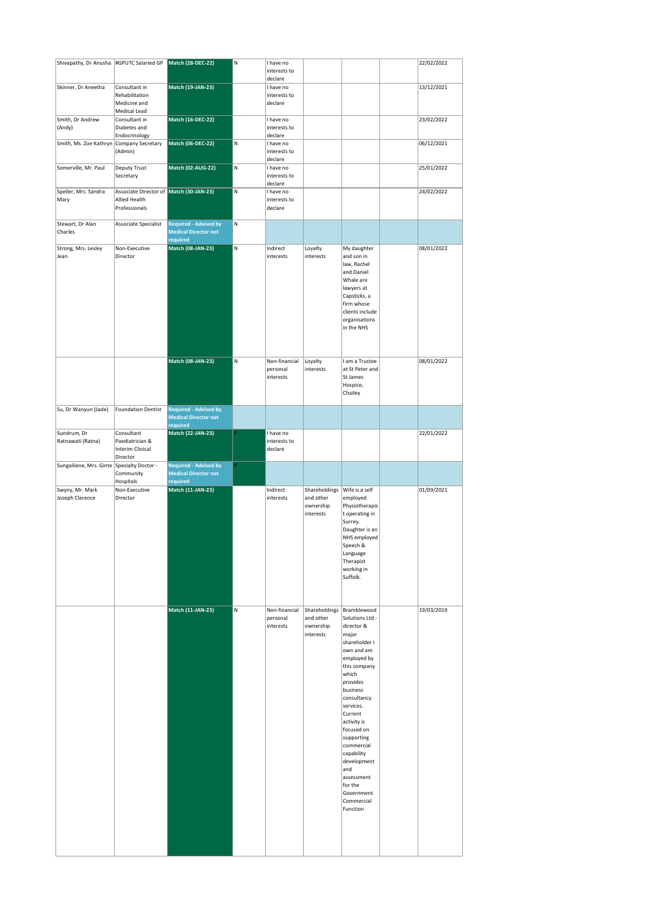| | | | | | | | | |
|---|---|---|---|---|---|---|---|---|
| Shivapathy, Dr Anusha | #GPUTC Salaried GP | Match (28-DEC-22) | N | I have no interests to declare | | | | 22/02/2022 |
| Skinner, Dr Aneetha | Consultant in Rehabilitation Medicine and Medical Lead | Match (19-JAN-23) | | I have no interests to declare | | | | 13/12/2021 |
| Smith, Dr Andrew (Andy) | Consultant in Diabetes and Endocrinology | Match (16-DEC-22) | | I have no interests to declare | | | | 23/02/2022 |
| Smith, Ms. Zoe Kathryn | Company Secretary (Admin) | Match (06-DEC-22) | N | I have no interests to declare | | | | 06/12/2021 |
| Somerville, Mr. Paul | Deputy Trust Secretary | Match (02-AUG-22) | N | I have no interests to declare | | | | 25/01/2022 |
| Speller, Mrs. Sandra Mary | Associate Director of Allied Health Professionals | Match (30-JAN-23) | N | I have no interests to declare | | | | 24/02/2022 |
| Stewart, Dr Alan Charles | Associate Specialist | Required - Advised by Medical Director not required | N | | | | | |
| Strong, Mrs. Lesley Jean | Non-Executive Director | Match (08-JAN-23) | N | Indirect interests | Loyalty interests | My daughter and son in law, Rachel and Daniel Whale are lawyers at Capsticks, a firm whose clients include organisations in the NHS | | 08/01/2022 |
| | | Match (08-JAN-23) | N | Non-financial personal interests | Loyalty interests | I am a Trustee at St Peter and St James Hospice, Chailey | | 08/01/2022 |
| Su, Dr Wanyun (Jade) | Foundation Dentist | Required - Advised by Medical Director not required | | | | | | |
| Sundrum, Dr Ratnawati (Ratna) | Consultant Paediatrician & Interim Clinical Director | Match (22-JAN-23) | Y | I have no interests to declare | | | | 22/01/2022 |
| Sungailiene, Mrs. Ginte | Specialty Doctor - Community Hospitals | Required - Advised by Medical Director not required | Y | | | | | |
| Swyny, Mr. Mark Joseph Clarence | Non-Executive Director | Match (11-JAN-23) | | Indirect interests | Shareholdings and other ownership interests | Wife is a self employed Physiotherapist operating in Surrey. Daughter is an NHS employed Speech & Language Therapist working in Suffolk. | | 01/09/2021 |
| | | Match (11-JAN-23) | N | Non-financial personal interests | Shareholdings and other ownership interests | Bramblewood Solutions Ltd - director & major shareholder I own and am employed by this company which provides business consultancy services. Current activity is focused on supporting commercial capability development and assessment for the Government Commercial Function | | 19/03/2019 |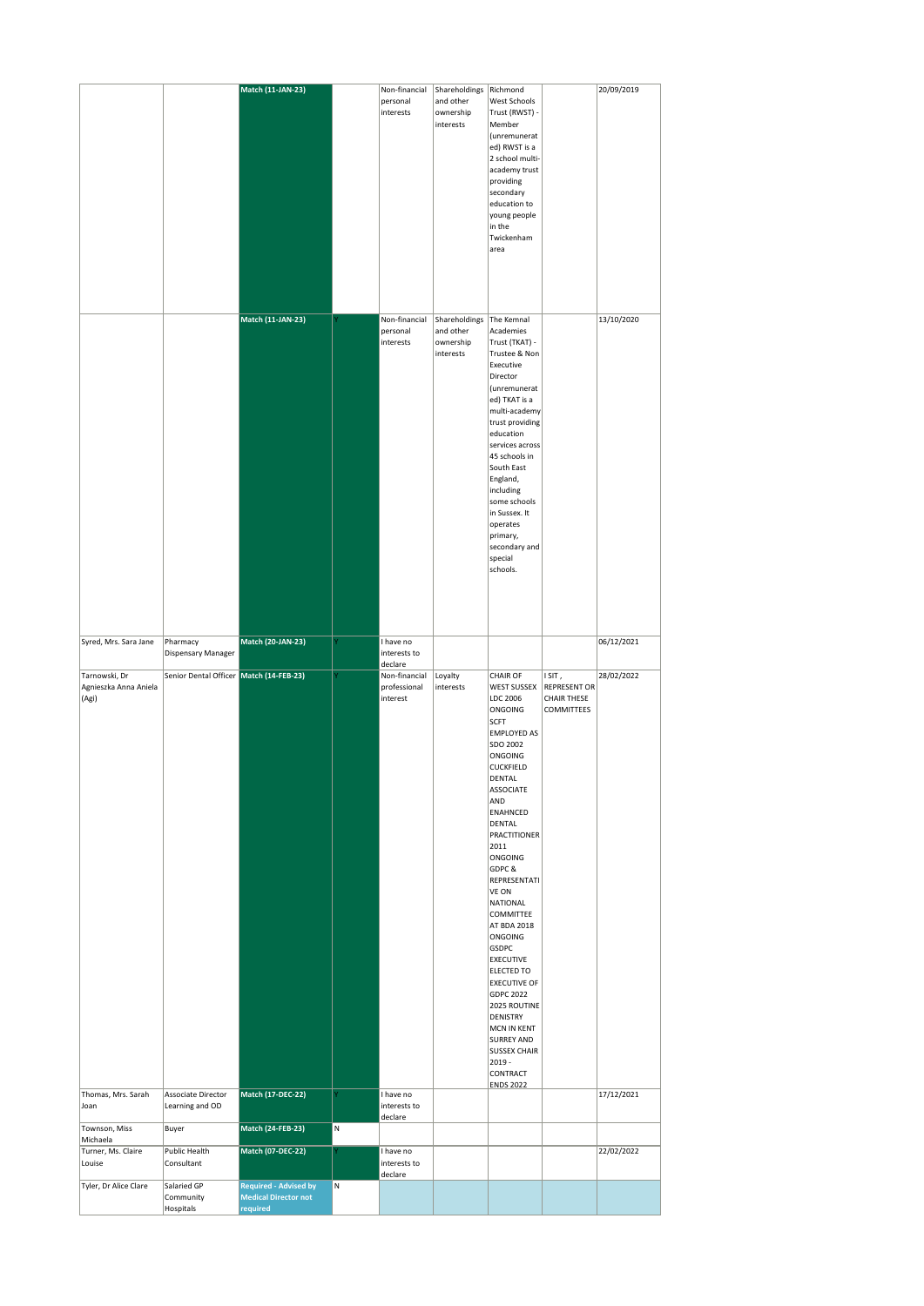|  |  |  |  |  |  |  |  |  |
|---|---|---|---|---|---|---|---|---|
|  |  | **Match (11-JAN-23)** |  | Non-financial personal interests | Shareholdings and other ownership interests | Richmond West Schools Trust (RWST) - Member (unremunerated) RWST is a 2 school multi-academy trust providing secondary education to young people in the Twickenham area |  | 20/09/2019 |
|  |  | **Match (11-JAN-23)** | Y | Non-financial personal interests | Shareholdings and other ownership interests | The Kemnal Academies Trust (TKAT) - Trustee & Non Executive Director (unremunerated) TKAT is a multi-academy trust providing education services across 45 schools in South East England, including some schools in Sussex. It operates primary, secondary and special schools. |  | 13/10/2020 |
| Syred, Mrs. Sara Jane | Pharmacy Dispensary Manager | **Match (20-JAN-23)** | Y | I have no interests to declare |  |  |  | 06/12/2021 |
| Tarnowski, Dr Agnieszka Anna Aniela (Agi) | Senior Dental Officer | **Match (14-FEB-23)** | Y | Non-financial professional interest | Loyalty interests | CHAIR OF WEST SUSSEX LDC 2006 ONGOING SCFT EMPLOYED AS SDO 2002 ONGOING CUCKFIELD DENTAL ASSOCIATE AND ENAHNCED DENTAL PRACTITIONER 2011 ONGOING GDPC & REPRESENTATIVE ON NATIONAL COMMITTEE AT BDA 2018 ONGOING GSDPC EXECUTIVE ELECTED TO EXECUTIVE OF GDPC 2022 2025 ROUTINE DENISTRY MCN IN KENT SURREY AND SUSSEX CHAIR 2019 - CONTRACT ENDS 2022 | I SIT , REPRESENT OR CHAIR THESE COMMITTEES | 28/02/2022 |
| Thomas, Mrs. Sarah Joan | Associate Director Learning and OD | **Match (17-DEC-22)** | Y | I have no interests to declare |  |  |  | 17/12/2021 |
| Townson, Miss Michaela | Buyer | **Match (24-FEB-23)** | N |  |  |  |  |  |
| Turner, Ms. Claire Louise | Public Health Consultant | **Match (07-DEC-22)** | Y | I have no interests to declare |  |  |  | 22/02/2022 |
| Tyler, Dr Alice Clare | Salaried GP Community Hospitals | **Required - Advised by Medical Director not required** | N |  |  |  |  |  |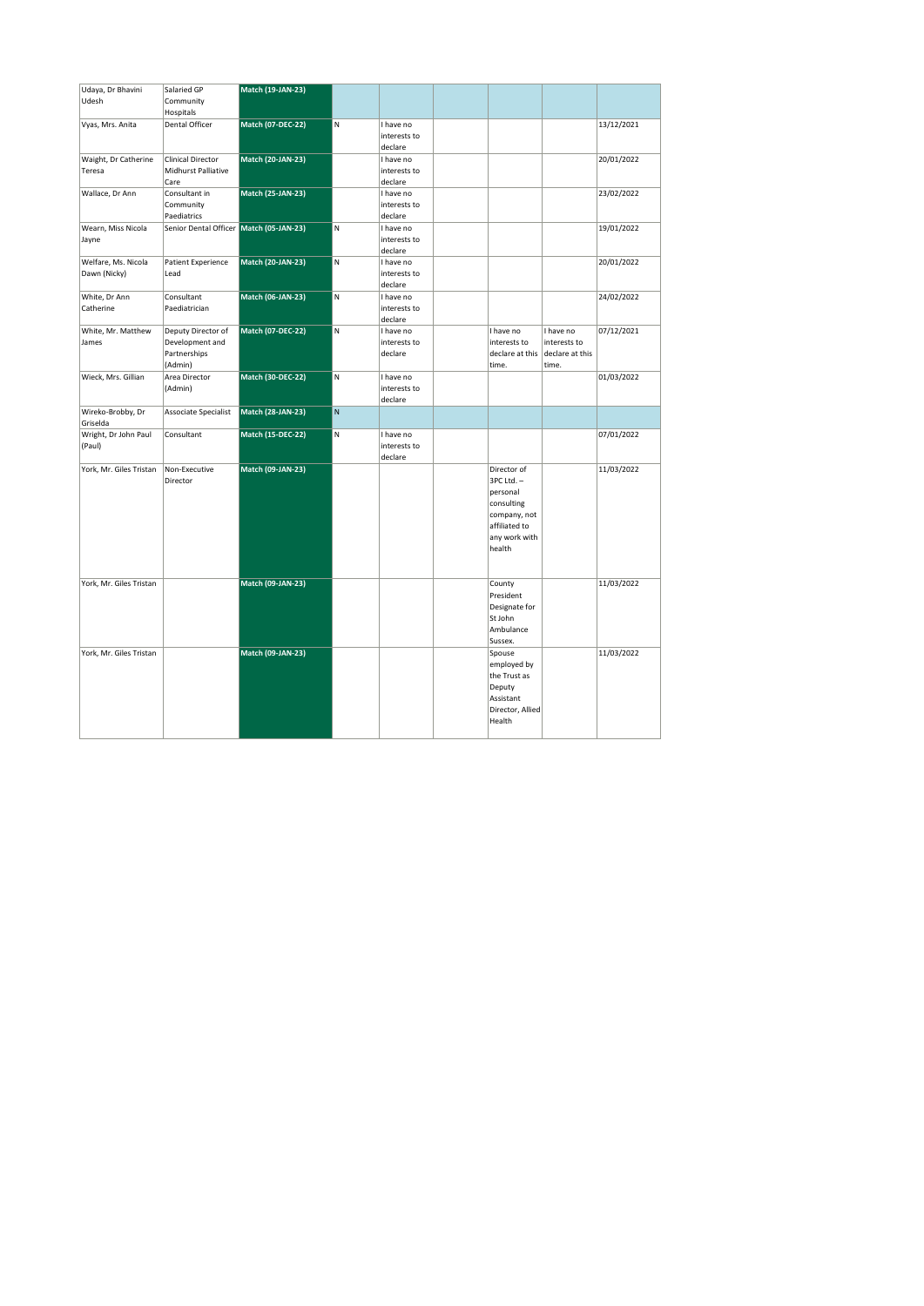| | | | | | | | | |
|---|---|---|---|---|---|---|---|---|
| Udaya, Dr Bhavini Udesh | Salaried GP Community Hospitals | Match (19-JAN-23) | | | | | | |
| Vyas, Mrs. Anita | Dental Officer | Match (07-DEC-22) | N | I have no interests to declare | | | | 13/12/2021 |
| Waight, Dr Catherine Teresa | Clinical Director Midhurst Palliative Care | Match (20-JAN-23) | | I have no interests to declare | | | | 20/01/2022 |
| Wallace, Dr Ann | Consultant in Community Paediatrics | Match (25-JAN-23) | | I have no interests to declare | | | | 23/02/2022 |
| Wearn, Miss Nicola Jayne | Senior Dental Officer | Match (05-JAN-23) | N | I have no interests to declare | | | | 19/01/2022 |
| Welfare, Ms. Nicola Dawn (Nicky) | Patient Experience Lead | Match (20-JAN-23) | N | I have no interests to declare | | | | 20/01/2022 |
| White, Dr Ann Catherine | Consultant Paediatrician | Match (06-JAN-23) | N | I have no interests to declare | | | | 24/02/2022 |
| White, Mr. Matthew James | Deputy Director of Development and Partnerships (Admin) | Match (07-DEC-22) | N | I have no interests to declare | | I have no interests to declare at this time. | I have no interests to declare at this time. | 07/12/2021 |
| Wieck, Mrs. Gillian | Area Director (Admin) | Match (30-DEC-22) | N | I have no interests to declare | | | | 01/03/2022 |
| Wireko-Brobby, Dr Griselda | Associate Specialist | Match (28-JAN-23) | N | | | | | |
| Wright, Dr John Paul (Paul) | Consultant | Match (15-DEC-22) | N | I have no interests to declare | | | | 07/01/2022 |
| York, Mr. Giles Tristan | Non-Executive Director | Match (09-JAN-23) | | | | Director of 3PC Ltd. – personal consulting company, not affiliated to any work with health | | 11/03/2022 |
| York, Mr. Giles Tristan | | Match (09-JAN-23) | | | | County President Designate for St John Ambulance Sussex. | | 11/03/2022 |
| York, Mr. Giles Tristan | | Match (09-JAN-23) | | | | Spouse employed by the Trust as Deputy Assistant Director, Allied Health | | 11/03/2022 |